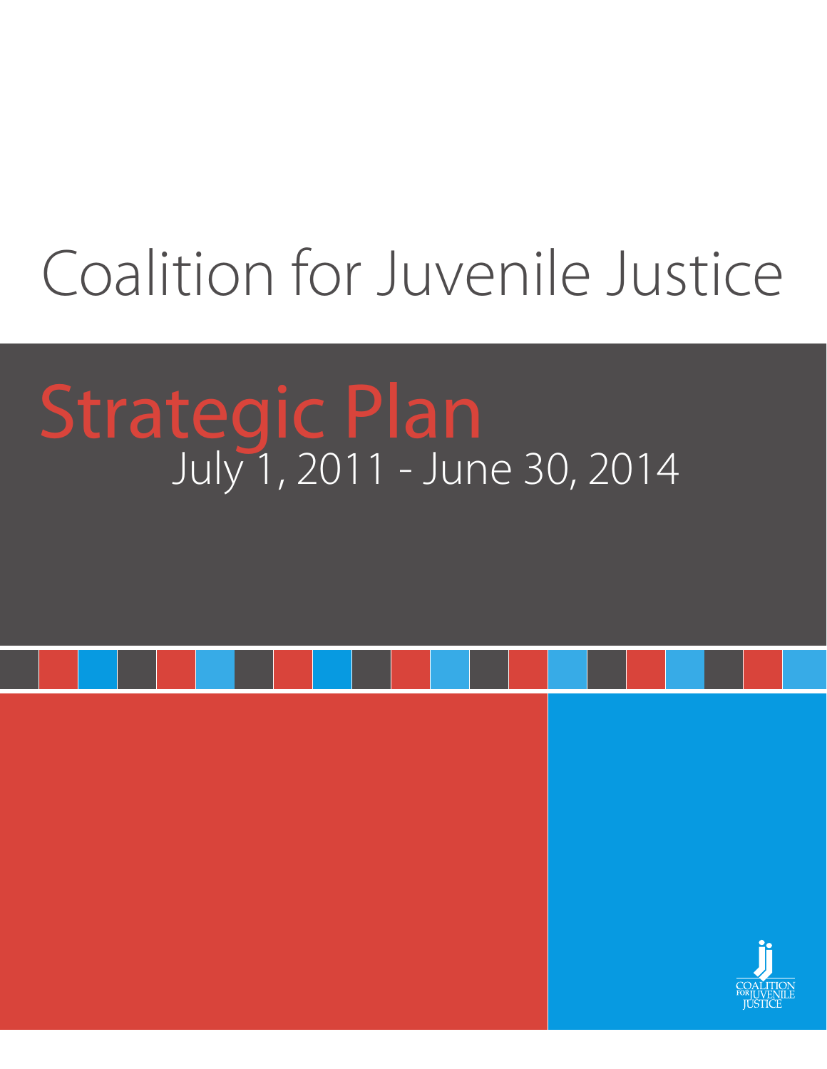# Coalition for Juvenile Justice

## Strategic Plan

July 1, 2011 - June 30, 2014

COALITION FOR JUVENILE JUSTICE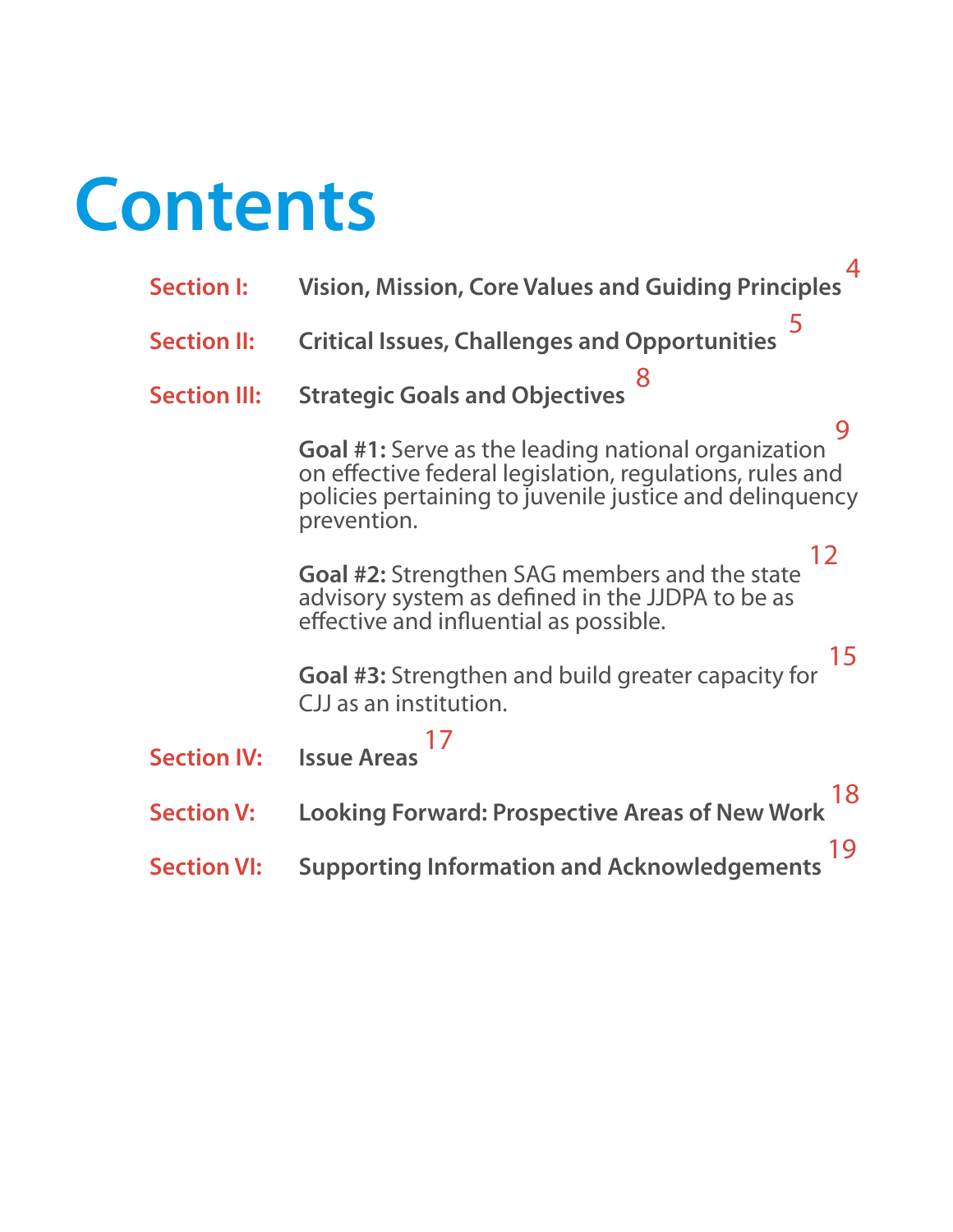# Contents

| | | |
|---|---|---|
| **Section I:** | **Vision, Mission, Core Values and Guiding Principles** | 4 |
| **Section II:** | **Critical Issues, Challenges and Opportunities** | 5 |
| **Section III:** | **Strategic Goals and Objectives** | 8 |
| | **Goal #1:** Serve as the leading national organization on effective federal legislation, regulations, rules and policies pertaining to juvenile justice and delinquency prevention. | 9 |
| | **Goal #2:** Strengthen SAG members and the state advisory system as defined in the JJDPA to be as effective and influential as possible. | 12 |
| | **Goal #3:** Strengthen and build greater capacity for CJJ as an institution. | 15 |
| **Section IV:** | **Issue Areas** | 17 |
| **Section V:** | **Looking Forward: Prospective Areas of New Work** | 18 |
| **Section VI:** | **Supporting Information and Acknowledgements** | 19 |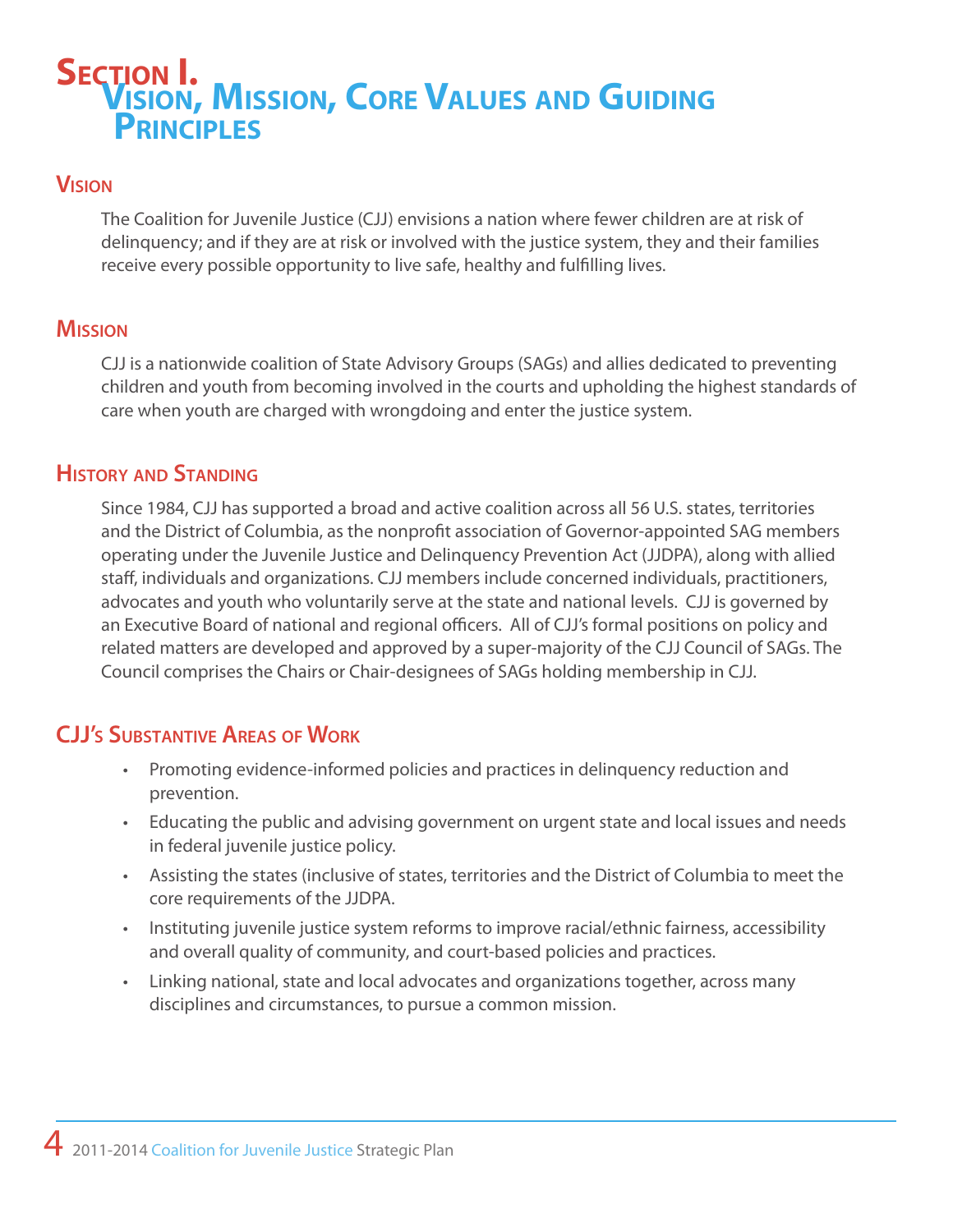# Section I. Vision, Mission, Core Values and Guiding Principles

## Vision

The Coalition for Juvenile Justice (CJJ) envisions a nation where fewer children are at risk of delinquency; and if they are at risk or involved with the justice system, they and their families receive every possible opportunity to live safe, healthy and fulfilling lives.

## Mission

CJJ is a nationwide coalition of State Advisory Groups (SAGs) and allies dedicated to preventing children and youth from becoming involved in the courts and upholding the highest standards of care when youth are charged with wrongdoing and enter the justice system.

## History and Standing

Since 1984, CJJ has supported a broad and active coalition across all 56 U.S. states, territories and the District of Columbia, as the nonprofit association of Governor-appointed SAG members operating under the Juvenile Justice and Delinquency Prevention Act (JJDPA), along with allied staff, individuals and organizations. CJJ members include concerned individuals, practitioners, advocates and youth who voluntarily serve at the state and national levels. CJJ is governed by an Executive Board of national and regional officers. All of CJJ's formal positions on policy and related matters are developed and approved by a super-majority of the CJJ Council of SAGs. The Council comprises the Chairs or Chair-designees of SAGs holding membership in CJJ.

## CJJ's Substantive Areas of Work

- Promoting evidence-informed policies and practices in delinquency reduction and prevention.
- Educating the public and advising government on urgent state and local issues and needs in federal juvenile justice policy.
- Assisting the states (inclusive of states, territories and the District of Columbia to meet the core requirements of the JJDPA.
- Instituting juvenile justice system reforms to improve racial/ethnic fairness, accessibility and overall quality of community, and court-based policies and practices.
- Linking national, state and local advocates and organizations together, across many disciplines and circumstances, to pursue a common mission.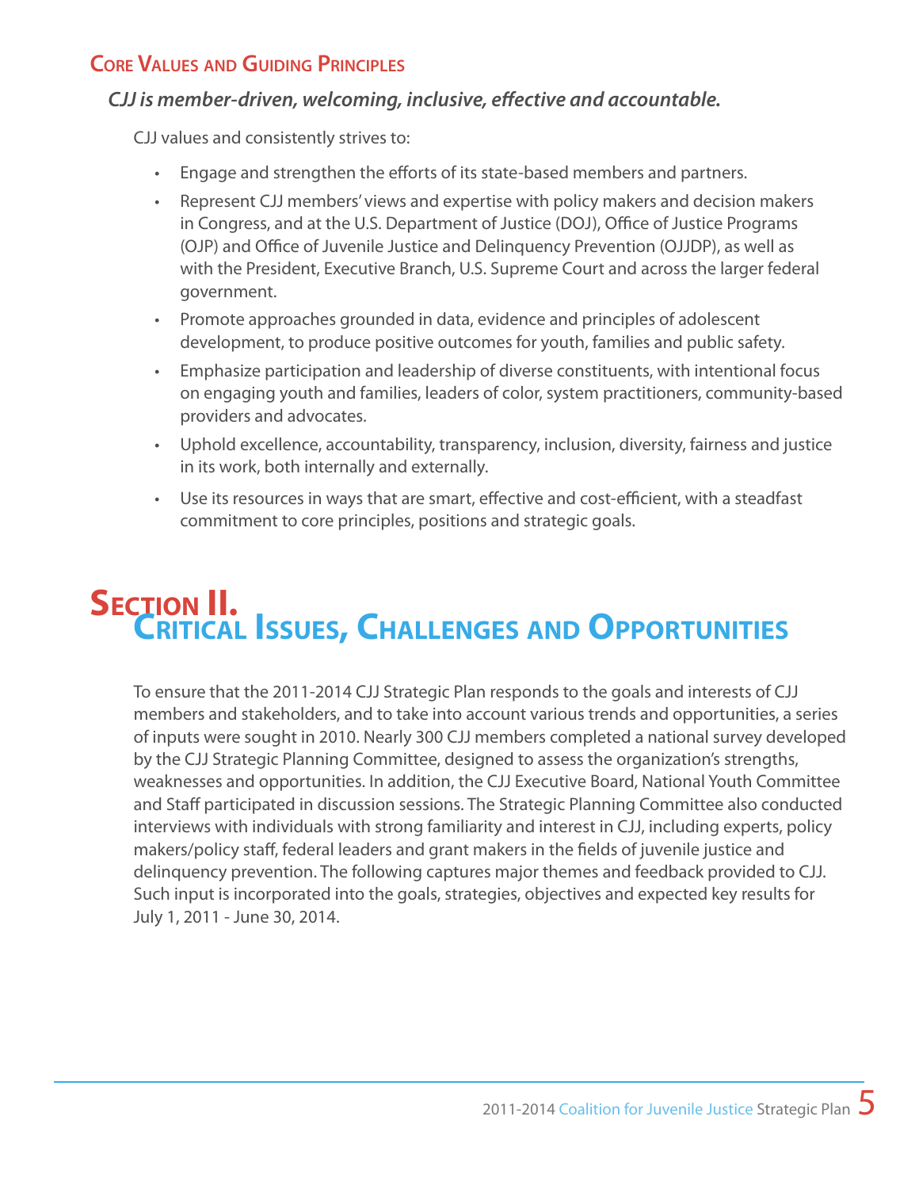## Core Values and Guiding Principles

***CJJ is member-driven, welcoming, inclusive, effective and accountable.***

CJJ values and consistently strives to:

- Engage and strengthen the efforts of its state-based members and partners.
- Represent CJJ members' views and expertise with policy makers and decision makers in Congress, and at the U.S. Department of Justice (DOJ), Office of Justice Programs (OJP) and Office of Juvenile Justice and Delinquency Prevention (OJJDP), as well as with the President, Executive Branch, U.S. Supreme Court and across the larger federal government.
- Promote approaches grounded in data, evidence and principles of adolescent development, to produce positive outcomes for youth, families and public safety.
- Emphasize participation and leadership of diverse constituents, with intentional focus on engaging youth and families, leaders of color, system practitioners, community-based providers and advocates.
- Uphold excellence, accountability, transparency, inclusion, diversity, fairness and justice in its work, both internally and externally.
- Use its resources in ways that are smart, effective and cost-efficient, with a steadfast commitment to core principles, positions and strategic goals.

# Section II. Critical Issues, Challenges and Opportunities

To ensure that the 2011-2014 CJJ Strategic Plan responds to the goals and interests of CJJ members and stakeholders, and to take into account various trends and opportunities, a series of inputs were sought in 2010. Nearly 300 CJJ members completed a national survey developed by the CJJ Strategic Planning Committee, designed to assess the organization's strengths, weaknesses and opportunities. In addition, the CJJ Executive Board, National Youth Committee and Staff participated in discussion sessions. The Strategic Planning Committee also conducted interviews with individuals with strong familiarity and interest in CJJ, including experts, policy makers/policy staff, federal leaders and grant makers in the fields of juvenile justice and delinquency prevention. The following captures major themes and feedback provided to CJJ. Such input is incorporated into the goals, strategies, objectives and expected key results for July 1, 2011 - June 30, 2014.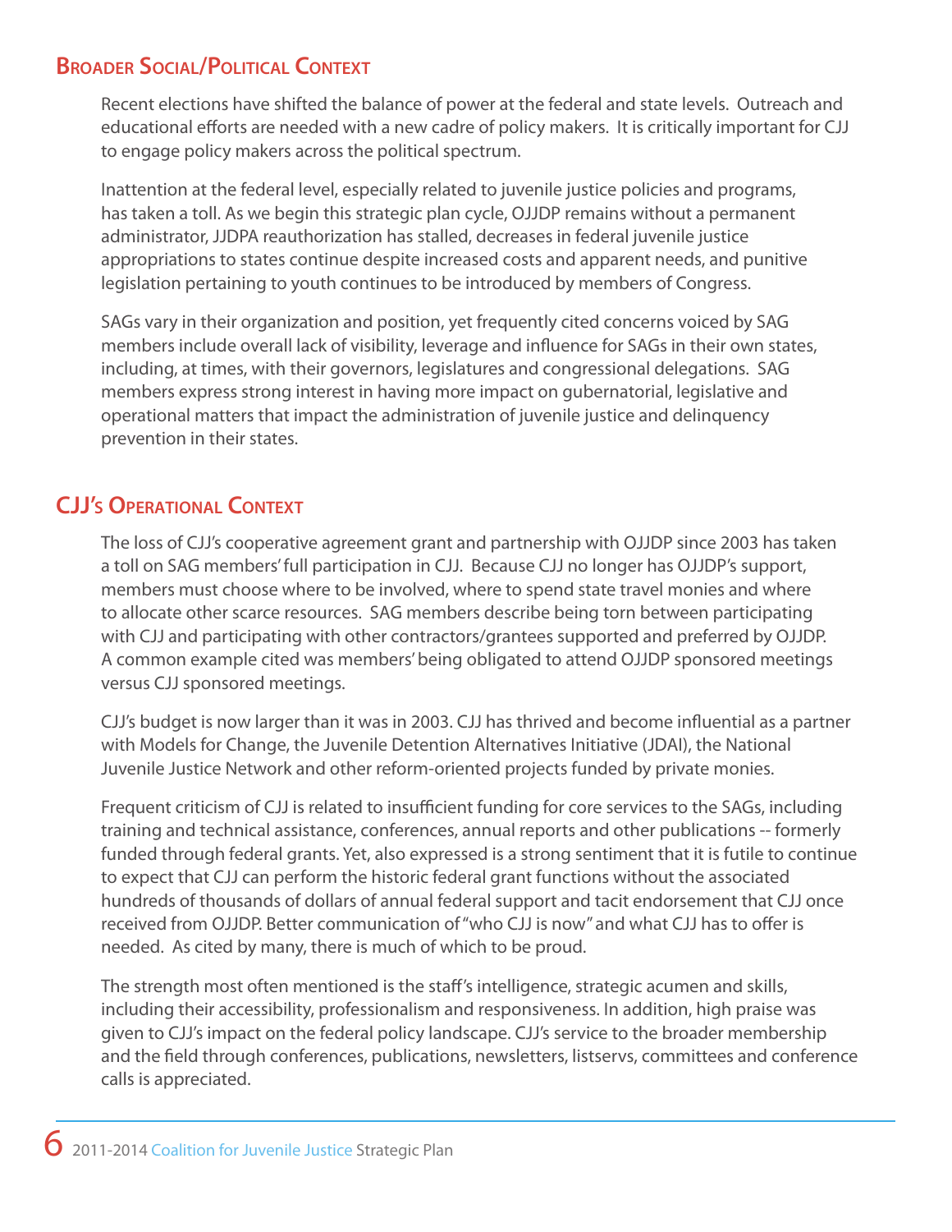## Broader Social/Political Context

Recent elections have shifted the balance of power at the federal and state levels. Outreach and educational efforts are needed with a new cadre of policy makers. It is critically important for CJJ to engage policy makers across the political spectrum.

Inattention at the federal level, especially related to juvenile justice policies and programs, has taken a toll. As we begin this strategic plan cycle, OJJDP remains without a permanent administrator, JJDPA reauthorization has stalled, decreases in federal juvenile justice appropriations to states continue despite increased costs and apparent needs, and punitive legislation pertaining to youth continues to be introduced by members of Congress.

SAGs vary in their organization and position, yet frequently cited concerns voiced by SAG members include overall lack of visibility, leverage and influence for SAGs in their own states, including, at times, with their governors, legislatures and congressional delegations. SAG members express strong interest in having more impact on gubernatorial, legislative and operational matters that impact the administration of juvenile justice and delinquency prevention in their states.

## CJJ's Operational Context

The loss of CJJ's cooperative agreement grant and partnership with OJJDP since 2003 has taken a toll on SAG members' full participation in CJJ. Because CJJ no longer has OJJDP's support, members must choose where to be involved, where to spend state travel monies and where to allocate other scarce resources. SAG members describe being torn between participating with CJJ and participating with other contractors/grantees supported and preferred by OJJDP. A common example cited was members' being obligated to attend OJJDP sponsored meetings versus CJJ sponsored meetings.

CJJ's budget is now larger than it was in 2003. CJJ has thrived and become influential as a partner with Models for Change, the Juvenile Detention Alternatives Initiative (JDAI), the National Juvenile Justice Network and other reform-oriented projects funded by private monies.

Frequent criticism of CJJ is related to insufficient funding for core services to the SAGs, including training and technical assistance, conferences, annual reports and other publications -- formerly funded through federal grants. Yet, also expressed is a strong sentiment that it is futile to continue to expect that CJJ can perform the historic federal grant functions without the associated hundreds of thousands of dollars of annual federal support and tacit endorsement that CJJ once received from OJJDP. Better communication of "who CJJ is now" and what CJJ has to offer is needed. As cited by many, there is much of which to be proud.

The strength most often mentioned is the staff's intelligence, strategic acumen and skills, including their accessibility, professionalism and responsiveness. In addition, high praise was given to CJJ's impact on the federal policy landscape. CJJ's service to the broader membership and the field through conferences, publications, newsletters, listservs, committees and conference calls is appreciated.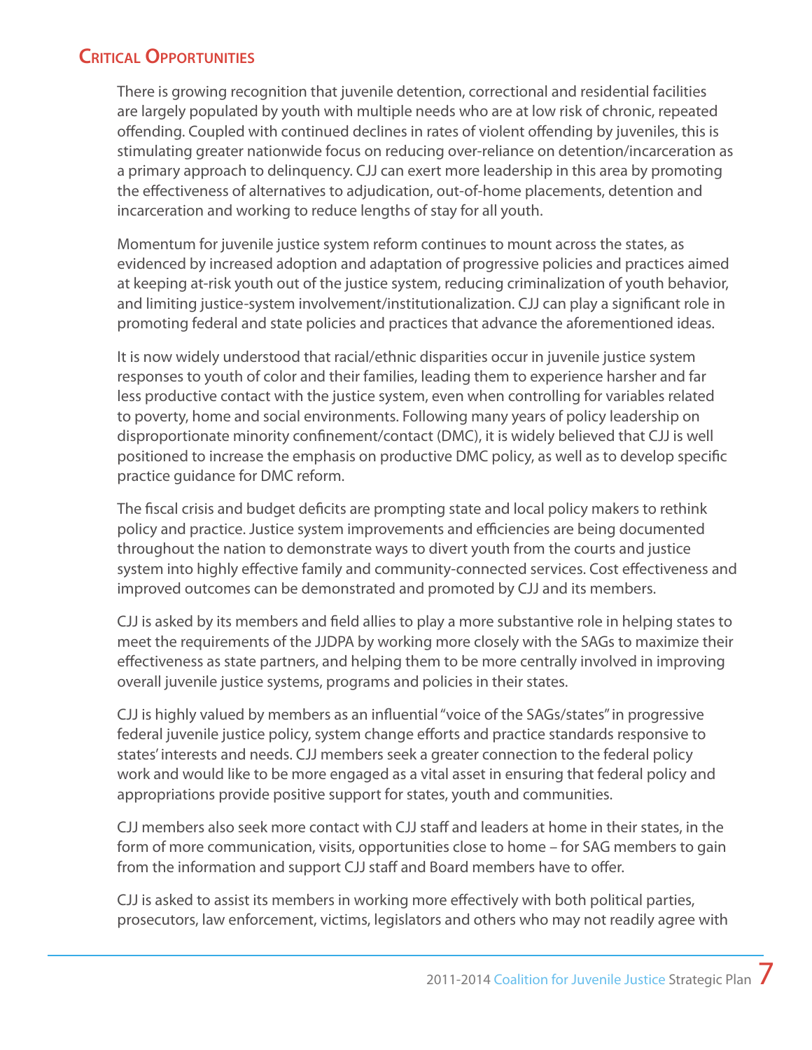## Critical Opportunities

There is growing recognition that juvenile detention, correctional and residential facilities are largely populated by youth with multiple needs who are at low risk of chronic, repeated offending. Coupled with continued declines in rates of violent offending by juveniles, this is stimulating greater nationwide focus on reducing over-reliance on detention/incarceration as a primary approach to delinquency. CJJ can exert more leadership in this area by promoting the effectiveness of alternatives to adjudication, out-of-home placements, detention and incarceration and working to reduce lengths of stay for all youth.

Momentum for juvenile justice system reform continues to mount across the states, as evidenced by increased adoption and adaptation of progressive policies and practices aimed at keeping at-risk youth out of the justice system, reducing criminalization of youth behavior, and limiting justice-system involvement/institutionalization. CJJ can play a significant role in promoting federal and state policies and practices that advance the aforementioned ideas.

It is now widely understood that racial/ethnic disparities occur in juvenile justice system responses to youth of color and their families, leading them to experience harsher and far less productive contact with the justice system, even when controlling for variables related to poverty, home and social environments. Following many years of policy leadership on disproportionate minority confinement/contact (DMC), it is widely believed that CJJ is well positioned to increase the emphasis on productive DMC policy, as well as to develop specific practice guidance for DMC reform.

The fiscal crisis and budget deficits are prompting state and local policy makers to rethink policy and practice. Justice system improvements and efficiencies are being documented throughout the nation to demonstrate ways to divert youth from the courts and justice system into highly effective family and community-connected services. Cost effectiveness and improved outcomes can be demonstrated and promoted by CJJ and its members.

CJJ is asked by its members and field allies to play a more substantive role in helping states to meet the requirements of the JJDPA by working more closely with the SAGs to maximize their effectiveness as state partners, and helping them to be more centrally involved in improving overall juvenile justice systems, programs and policies in their states.

CJJ is highly valued by members as an influential "voice of the SAGs/states" in progressive federal juvenile justice policy, system change efforts and practice standards responsive to states' interests and needs. CJJ members seek a greater connection to the federal policy work and would like to be more engaged as a vital asset in ensuring that federal policy and appropriations provide positive support for states, youth and communities.

CJJ members also seek more contact with CJJ staff and leaders at home in their states, in the form of more communication, visits, opportunities close to home – for SAG members to gain from the information and support CJJ staff and Board members have to offer.

CJJ is asked to assist its members in working more effectively with both political parties, prosecutors, law enforcement, victims, legislators and others who may not readily agree with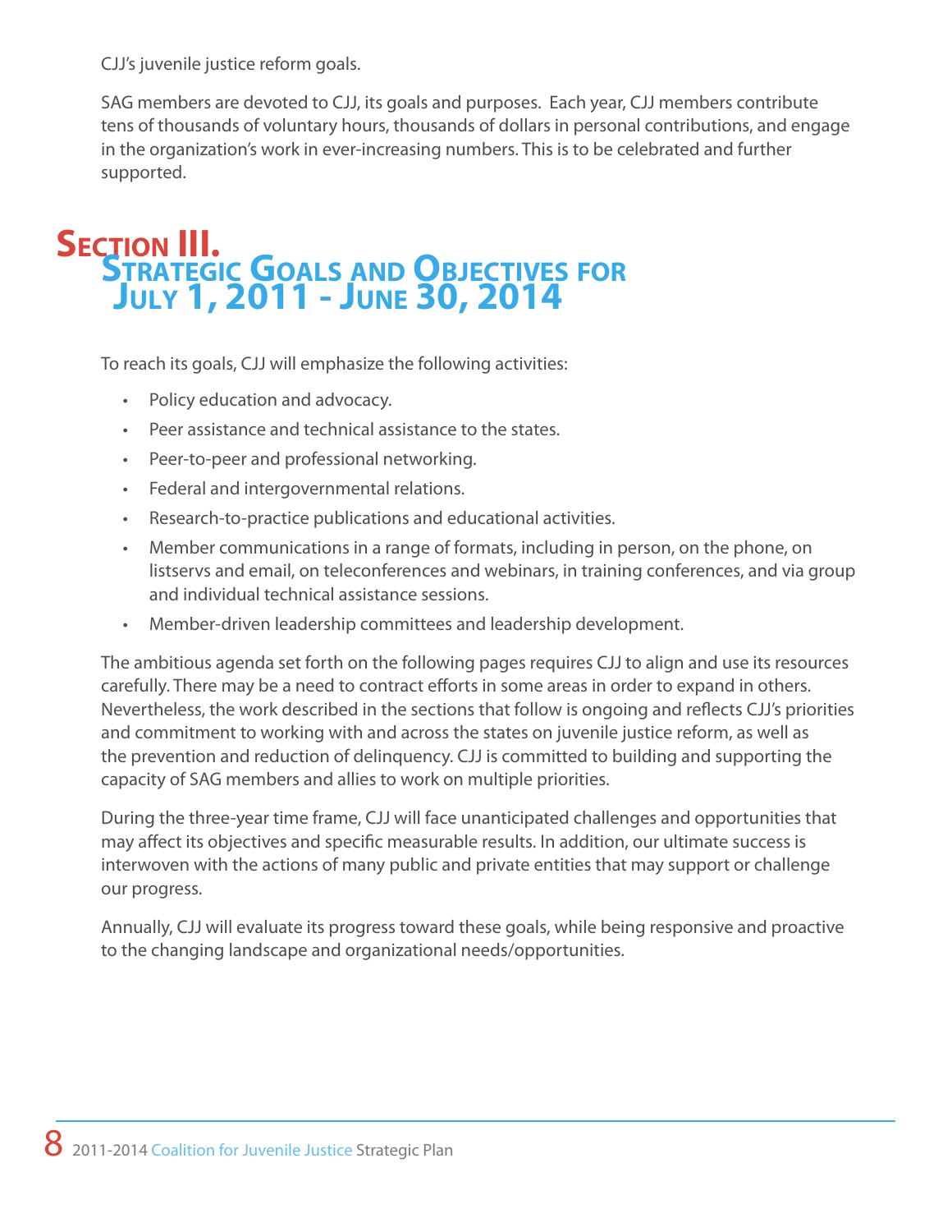CJJ's juvenile justice reform goals.

SAG members are devoted to CJJ, its goals and purposes. Each year, CJJ members contribute tens of thousands of voluntary hours, thousands of dollars in personal contributions, and engage in the organization's work in ever-increasing numbers. This is to be celebrated and further supported.

# Section III. Strategic Goals and Objectives for July 1, 2011 - June 30, 2014

To reach its goals, CJJ will emphasize the following activities:

- Policy education and advocacy.
- Peer assistance and technical assistance to the states.
- Peer-to-peer and professional networking.
- Federal and intergovernmental relations.
- Research-to-practice publications and educational activities.
- Member communications in a range of formats, including in person, on the phone, on listservs and email, on teleconferences and webinars, in training conferences, and via group and individual technical assistance sessions.
- Member-driven leadership committees and leadership development.

The ambitious agenda set forth on the following pages requires CJJ to align and use its resources carefully. There may be a need to contract efforts in some areas in order to expand in others. Nevertheless, the work described in the sections that follow is ongoing and reflects CJJ's priorities and commitment to working with and across the states on juvenile justice reform, as well as the prevention and reduction of delinquency. CJJ is committed to building and supporting the capacity of SAG members and allies to work on multiple priorities.

During the three-year time frame, CJJ will face unanticipated challenges and opportunities that may affect its objectives and specific measurable results. In addition, our ultimate success is interwoven with the actions of many public and private entities that may support or challenge our progress.

Annually, CJJ will evaluate its progress toward these goals, while being responsive and proactive to the changing landscape and organizational needs/opportunities.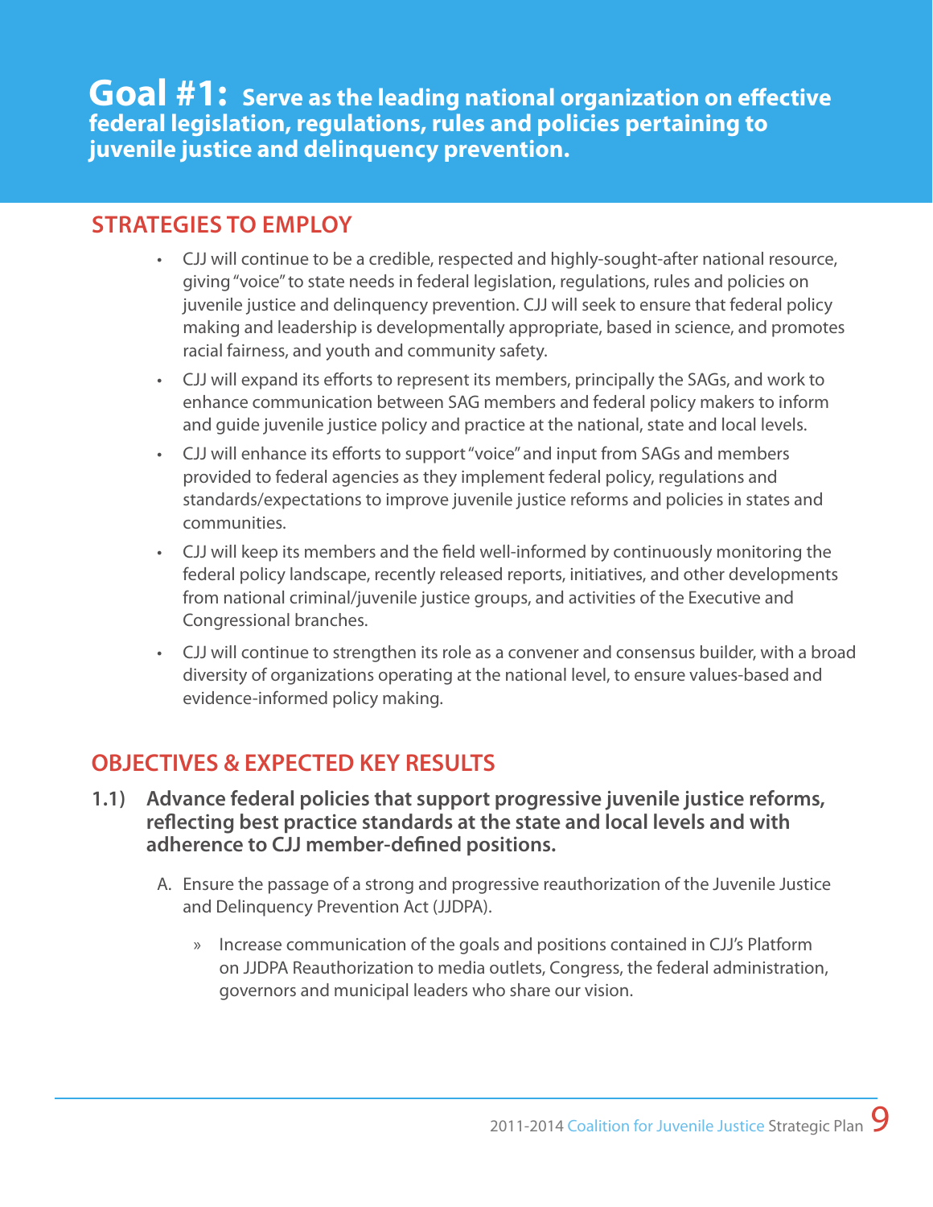# Goal #1: Serve as the leading national organization on effective federal legislation, regulations, rules and policies pertaining to juvenile justice and delinquency prevention.

## STRATEGIES TO EMPLOY

- CJJ will continue to be a credible, respected and highly-sought-after national resource, giving "voice" to state needs in federal legislation, regulations, rules and policies on juvenile justice and delinquency prevention. CJJ will seek to ensure that federal policy making and leadership is developmentally appropriate, based in science, and promotes racial fairness, and youth and community safety.
- CJJ will expand its efforts to represent its members, principally the SAGs, and work to enhance communication between SAG members and federal policy makers to inform and guide juvenile justice policy and practice at the national, state and local levels.
- CJJ will enhance its efforts to support "voice" and input from SAGs and members provided to federal agencies as they implement federal policy, regulations and standards/expectations to improve juvenile justice reforms and policies in states and communities.
- CJJ will keep its members and the field well-informed by continuously monitoring the federal policy landscape, recently released reports, initiatives, and other developments from national criminal/juvenile justice groups, and activities of the Executive and Congressional branches.
- CJJ will continue to strengthen its role as a convener and consensus builder, with a broad diversity of organizations operating at the national level, to ensure values-based and evidence-informed policy making.

## OBJECTIVES & EXPECTED KEY RESULTS

**1.1) Advance federal policies that support progressive juvenile justice reforms, reflecting best practice standards at the state and local levels and with adherence to CJJ member-defined positions.**

A. Ensure the passage of a strong and progressive reauthorization of the Juvenile Justice and Delinquency Prevention Act (JJDPA).

   » Increase communication of the goals and positions contained in CJJ's Platform on JJDPA Reauthorization to media outlets, Congress, the federal administration, governors and municipal leaders who share our vision.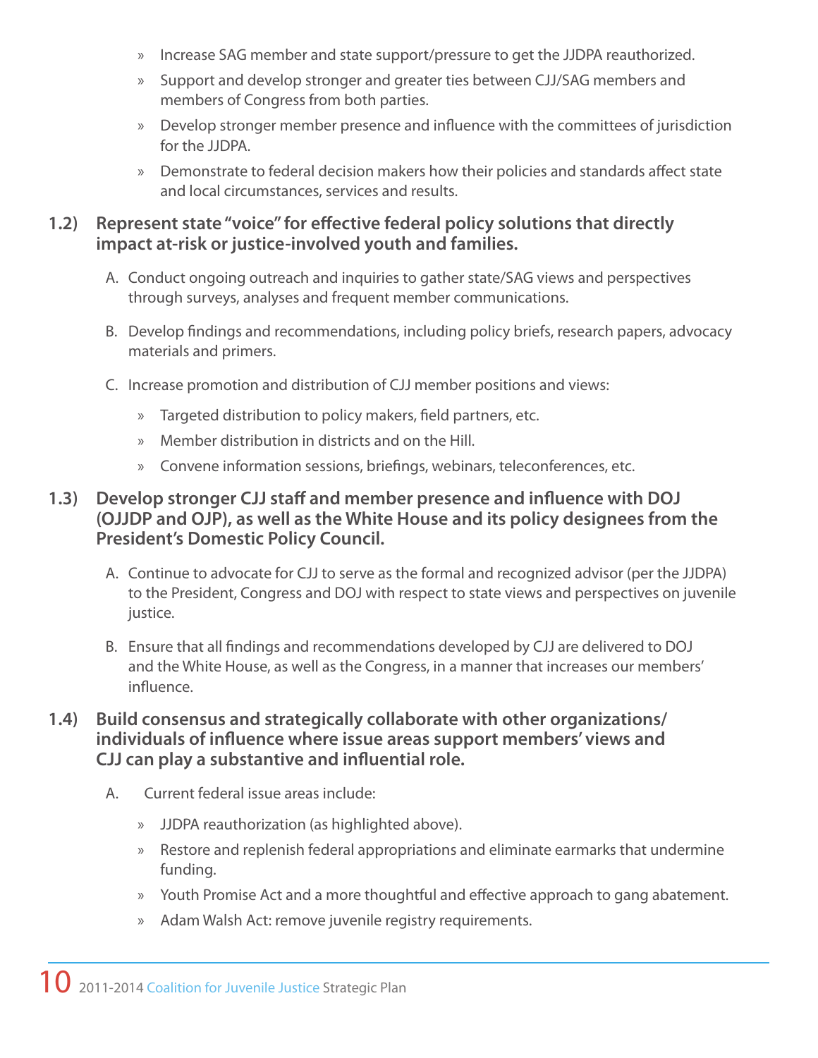- » Increase SAG member and state support/pressure to get the JJDPA reauthorized.
- » Support and develop stronger and greater ties between CJJ/SAG members and members of Congress from both parties.
- » Develop stronger member presence and influence with the committees of jurisdiction for the JJDPA.
- » Demonstrate to federal decision makers how their policies and standards affect state and local circumstances, services and results.

**1.2) Represent state "voice" for effective federal policy solutions that directly impact at-risk or justice-involved youth and families.**

A. Conduct ongoing outreach and inquiries to gather state/SAG views and perspectives through surveys, analyses and frequent member communications.

B. Develop findings and recommendations, including policy briefs, research papers, advocacy materials and primers.

C. Increase promotion and distribution of CJJ member positions and views:

- » Targeted distribution to policy makers, field partners, etc.
- » Member distribution in districts and on the Hill.
- » Convene information sessions, briefings, webinars, teleconferences, etc.

**1.3) Develop stronger CJJ staff and member presence and influence with DOJ (OJJDP and OJP), as well as the White House and its policy designees from the President's Domestic Policy Council.**

A. Continue to advocate for CJJ to serve as the formal and recognized advisor (per the JJDPA) to the President, Congress and DOJ with respect to state views and perspectives on juvenile justice.

B. Ensure that all findings and recommendations developed by CJJ are delivered to DOJ and the White House, as well as the Congress, in a manner that increases our members' influence.

**1.4) Build consensus and strategically collaborate with other organizations/ individuals of influence where issue areas support members' views and CJJ can play a substantive and influential role.**

A. Current federal issue areas include:

- » JJDPA reauthorization (as highlighted above).
- » Restore and replenish federal appropriations and eliminate earmarks that undermine funding.
- » Youth Promise Act and a more thoughtful and effective approach to gang abatement.
- » Adam Walsh Act: remove juvenile registry requirements.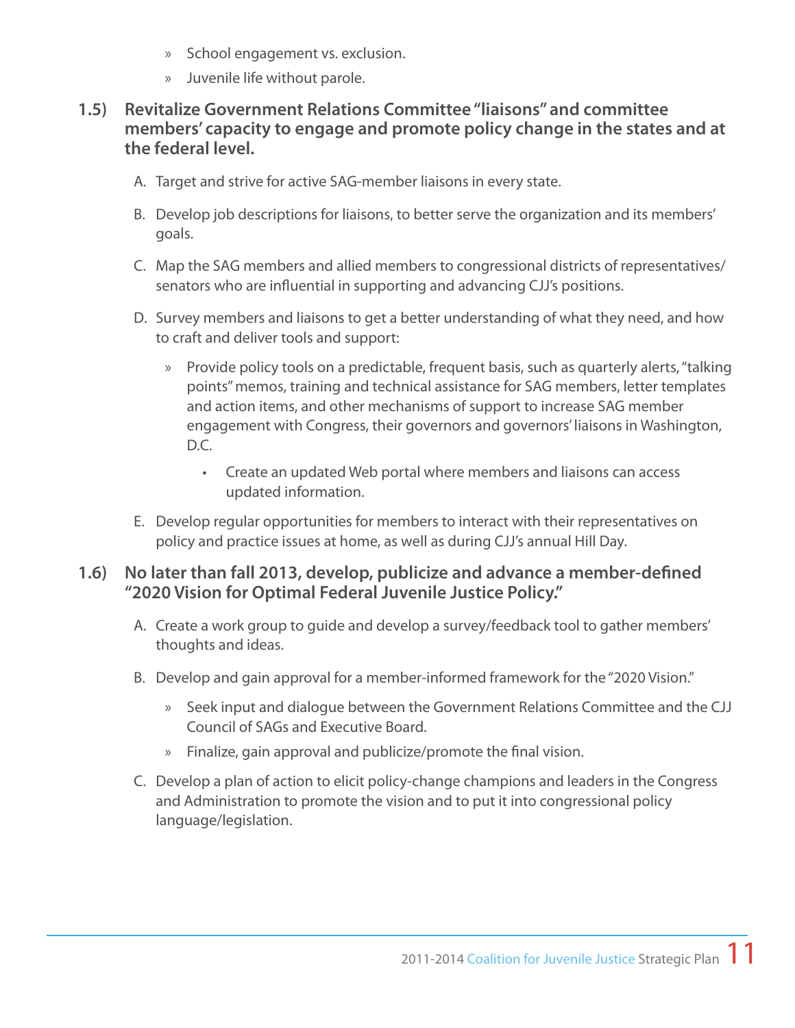- School engagement vs. exclusion.
- Juvenile life without parole.

**1.5) Revitalize Government Relations Committee "liaisons" and committee members' capacity to engage and promote policy change in the states and at the federal level.**

A. Target and strive for active SAG-member liaisons in every state.

B. Develop job descriptions for liaisons, to better serve the organization and its members' goals.

C. Map the SAG members and allied members to congressional districts of representatives/senators who are influential in supporting and advancing CJJ's positions.

D. Survey members and liaisons to get a better understanding of what they need, and how to craft and deliver tools and support:

- Provide policy tools on a predictable, frequent basis, such as quarterly alerts, "talking points" memos, training and technical assistance for SAG members, letter templates and action items, and other mechanisms of support to increase SAG member engagement with Congress, their governors and governors' liaisons in Washington, D.C.
  - Create an updated Web portal where members and liaisons can access updated information.

E. Develop regular opportunities for members to interact with their representatives on policy and practice issues at home, as well as during CJJ's annual Hill Day.

**1.6) No later than fall 2013, develop, publicize and advance a member-defined "2020 Vision for Optimal Federal Juvenile Justice Policy."**

A. Create a work group to guide and develop a survey/feedback tool to gather members' thoughts and ideas.

B. Develop and gain approval for a member-informed framework for the "2020 Vision."

- Seek input and dialogue between the Government Relations Committee and the CJJ Council of SAGs and Executive Board.
- Finalize, gain approval and publicize/promote the final vision.

C. Develop a plan of action to elicit policy-change champions and leaders in the Congress and Administration to promote the vision and to put it into congressional policy language/legislation.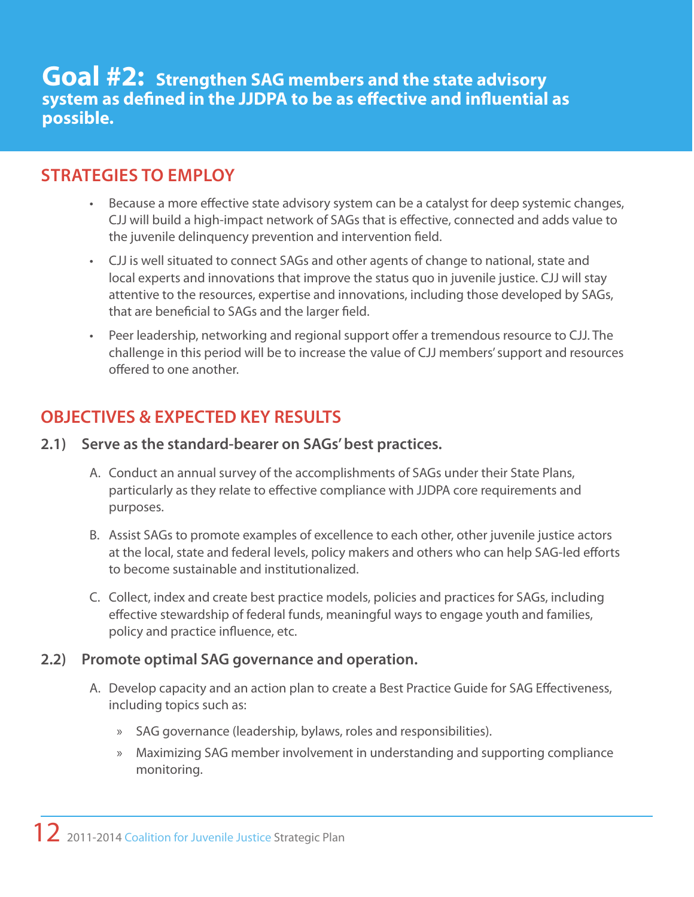# Goal #2: Strengthen SAG members and the state advisory system as defined in the JJDPA to be as effective and influential as possible.

## STRATEGIES TO EMPLOY

- Because a more effective state advisory system can be a catalyst for deep systemic changes, CJJ will build a high-impact network of SAGs that is effective, connected and adds value to the juvenile delinquency prevention and intervention field.
- CJJ is well situated to connect SAGs and other agents of change to national, state and local experts and innovations that improve the status quo in juvenile justice. CJJ will stay attentive to the resources, expertise and innovations, including those developed by SAGs, that are beneficial to SAGs and the larger field.
- Peer leadership, networking and regional support offer a tremendous resource to CJJ. The challenge in this period will be to increase the value of CJJ members' support and resources offered to one another.

## OBJECTIVES & EXPECTED KEY RESULTS

### 2.1) Serve as the standard-bearer on SAGs' best practices.

A. Conduct an annual survey of the accomplishments of SAGs under their State Plans, particularly as they relate to effective compliance with JJDPA core requirements and purposes.

B. Assist SAGs to promote examples of excellence to each other, other juvenile justice actors at the local, state and federal levels, policy makers and others who can help SAG-led efforts to become sustainable and institutionalized.

C. Collect, index and create best practice models, policies and practices for SAGs, including effective stewardship of federal funds, meaningful ways to engage youth and families, policy and practice influence, etc.

### 2.2) Promote optimal SAG governance and operation.

A. Develop capacity and an action plan to create a Best Practice Guide for SAG Effectiveness, including topics such as:

   » SAG governance (leadership, bylaws, roles and responsibilities).

   » Maximizing SAG member involvement in understanding and supporting compliance monitoring.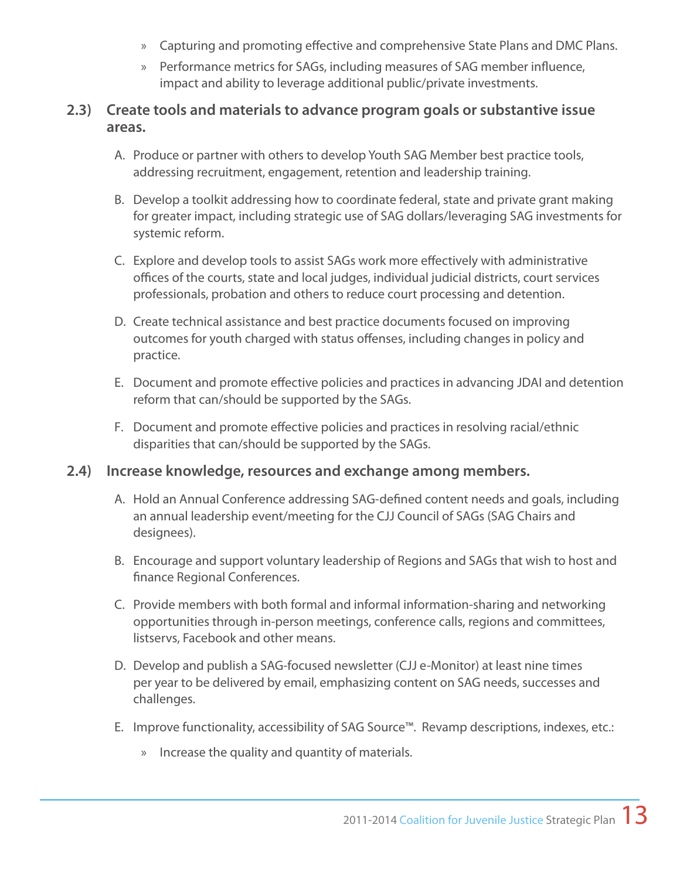» Capturing and promoting effective and comprehensive State Plans and DMC Plans.

» Performance metrics for SAGs, including measures of SAG member influence, impact and ability to leverage additional public/private investments.

**2.3) Create tools and materials to advance program goals or substantive issue areas.**

A. Produce or partner with others to develop Youth SAG Member best practice tools, addressing recruitment, engagement, retention and leadership training.

B. Develop a toolkit addressing how to coordinate federal, state and private grant making for greater impact, including strategic use of SAG dollars/leveraging SAG investments for systemic reform.

C. Explore and develop tools to assist SAGs work more effectively with administrative offices of the courts, state and local judges, individual judicial districts, court services professionals, probation and others to reduce court processing and detention.

D. Create technical assistance and best practice documents focused on improving outcomes for youth charged with status offenses, including changes in policy and practice.

E. Document and promote effective policies and practices in advancing JDAI and detention reform that can/should be supported by the SAGs.

F. Document and promote effective policies and practices in resolving racial/ethnic disparities that can/should be supported by the SAGs.

**2.4) Increase knowledge, resources and exchange among members.**

A. Hold an Annual Conference addressing SAG-defined content needs and goals, including an annual leadership event/meeting for the CJJ Council of SAGs (SAG Chairs and designees).

B. Encourage and support voluntary leadership of Regions and SAGs that wish to host and finance Regional Conferences.

C. Provide members with both formal and informal information-sharing and networking opportunities through in-person meetings, conference calls, regions and committees, listservs, Facebook and other means.

D. Develop and publish a SAG-focused newsletter (CJJ e-Monitor) at least nine times per year to be delivered by email, emphasizing content on SAG needs, successes and challenges.

E. Improve functionality, accessibility of SAG Source™. Revamp descriptions, indexes, etc.:

» Increase the quality and quantity of materials.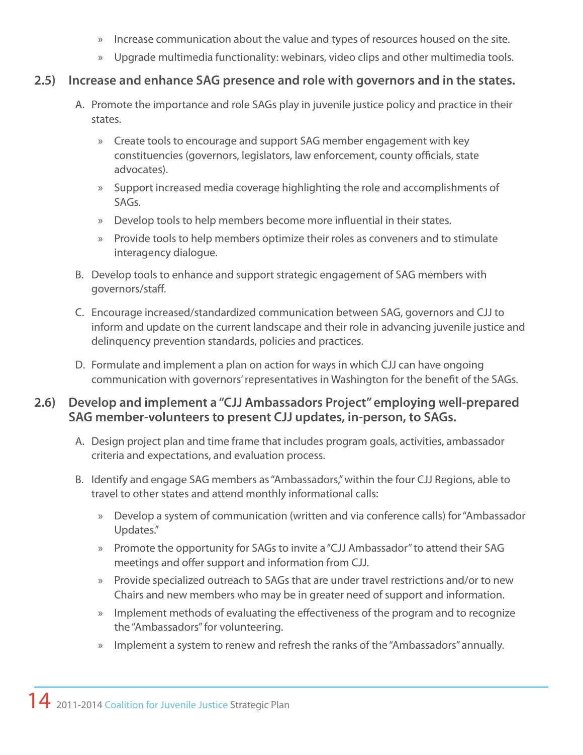- Increase communication about the value and types of resources housed on the site.
   - Upgrade multimedia functionality: webinars, video clips and other multimedia tools.

### 2.5) Increase and enhance SAG presence and role with governors and in the states.

A. Promote the importance and role SAGs play in juvenile justice policy and practice in their states.

   - Create tools to encourage and support SAG member engagement with key constituencies (governors, legislators, law enforcement, county officials, state advocates).
   - Support increased media coverage highlighting the role and accomplishments of SAGs.
   - Develop tools to help members become more influential in their states.
   - Provide tools to help members optimize their roles as conveners and to stimulate interagency dialogue.

B. Develop tools to enhance and support strategic engagement of SAG members with governors/staff.

C. Encourage increased/standardized communication between SAG, governors and CJJ to inform and update on the current landscape and their role in advancing juvenile justice and delinquency prevention standards, policies and practices.

D. Formulate and implement a plan on action for ways in which CJJ can have ongoing communication with governors' representatives in Washington for the benefit of the SAGs.

### 2.6) Develop and implement a "CJJ Ambassadors Project" employing well-prepared SAG member-volunteers to present CJJ updates, in-person, to SAGs.

A. Design project plan and time frame that includes program goals, activities, ambassador criteria and expectations, and evaluation process.

B. Identify and engage SAG members as "Ambassadors," within the four CJJ Regions, able to travel to other states and attend monthly informational calls:

   - Develop a system of communication (written and via conference calls) for "Ambassador Updates."
   - Promote the opportunity for SAGs to invite a "CJJ Ambassador" to attend their SAG meetings and offer support and information from CJJ.
   - Provide specialized outreach to SAGs that are under travel restrictions and/or to new Chairs and new members who may be in greater need of support and information.
   - Implement methods of evaluating the effectiveness of the program and to recognize the "Ambassadors" for volunteering.
   - Implement a system to renew and refresh the ranks of the "Ambassadors" annually.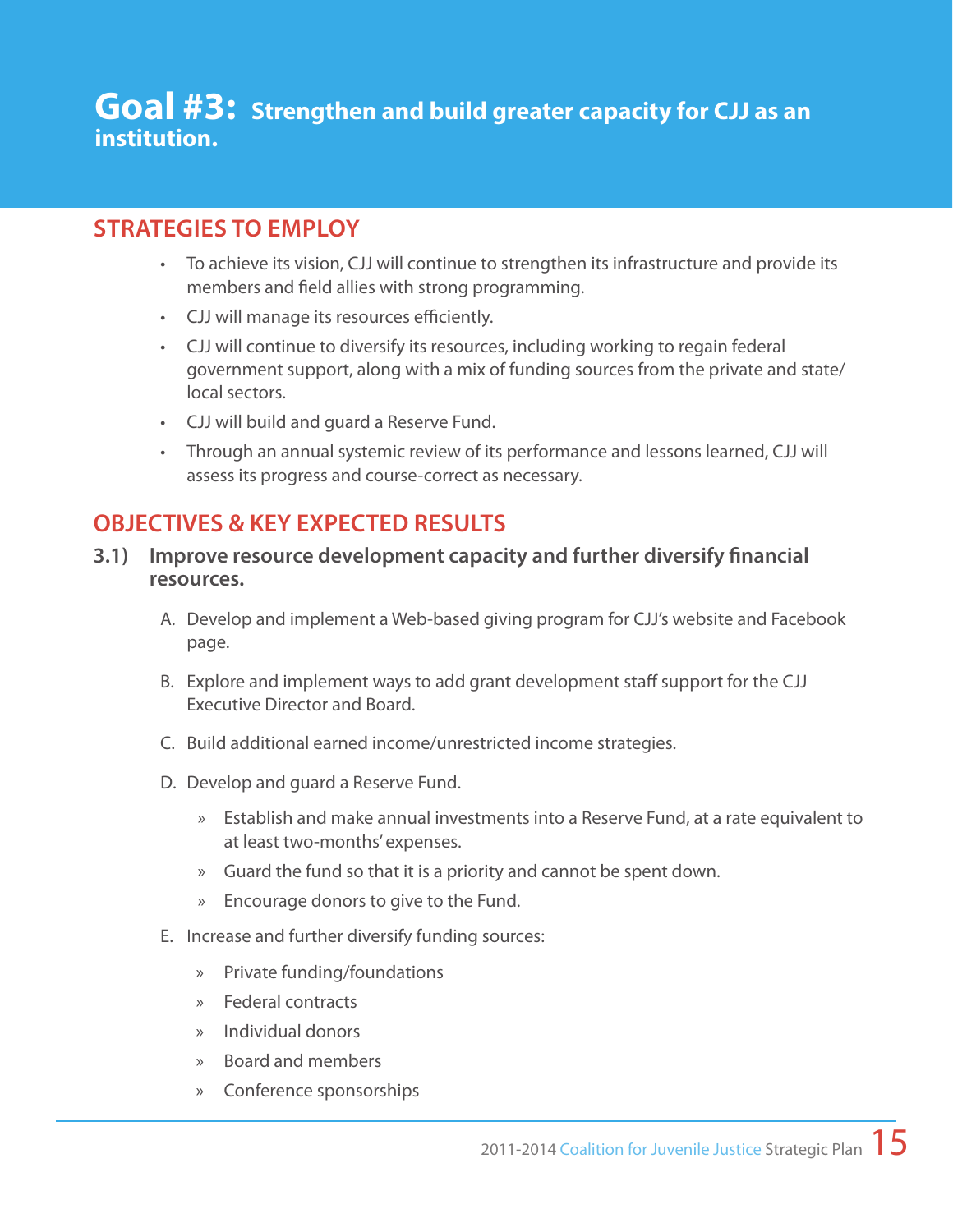# Goal #3: Strengthen and build greater capacity for CJJ as an institution.

## STRATEGIES TO EMPLOY

- To achieve its vision, CJJ will continue to strengthen its infrastructure and provide its members and field allies with strong programming.
- CJJ will manage its resources efficiently.
- CJJ will continue to diversify its resources, including working to regain federal government support, along with a mix of funding sources from the private and state/local sectors.
- CJJ will build and guard a Reserve Fund.
- Through an annual systemic review of its performance and lessons learned, CJJ will assess its progress and course-correct as necessary.

## OBJECTIVES & KEY EXPECTED RESULTS

### 3.1) Improve resource development capacity and further diversify financial resources.

A. Develop and implement a Web-based giving program for CJJ's website and Facebook page.

B. Explore and implement ways to add grant development staff support for the CJJ Executive Director and Board.

C. Build additional earned income/unrestricted income strategies.

D. Develop and guard a Reserve Fund.

- » Establish and make annual investments into a Reserve Fund, at a rate equivalent to at least two-months' expenses.
- » Guard the fund so that it is a priority and cannot be spent down.
- » Encourage donors to give to the Fund.

E. Increase and further diversify funding sources:

- » Private funding/foundations
- » Federal contracts
- » Individual donors
- » Board and members
- » Conference sponsorships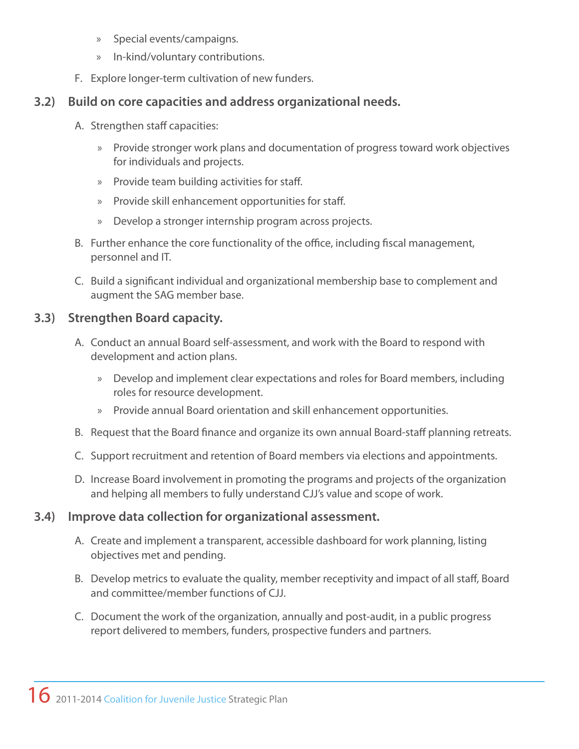- Special events/campaigns.
- In-kind/voluntary contributions.

F. Explore longer-term cultivation of new funders.

### 3.2) Build on core capacities and address organizational needs.

A. Strengthen staff capacities:

- Provide stronger work plans and documentation of progress toward work objectives for individuals and projects.
- Provide team building activities for staff.
- Provide skill enhancement opportunities for staff.
- Develop a stronger internship program across projects.

B. Further enhance the core functionality of the office, including fiscal management, personnel and IT.

C. Build a significant individual and organizational membership base to complement and augment the SAG member base.

### 3.3) Strengthen Board capacity.

A. Conduct an annual Board self-assessment, and work with the Board to respond with development and action plans.

- Develop and implement clear expectations and roles for Board members, including roles for resource development.
- Provide annual Board orientation and skill enhancement opportunities.

B. Request that the Board finance and organize its own annual Board-staff planning retreats.

C. Support recruitment and retention of Board members via elections and appointments.

D. Increase Board involvement in promoting the programs and projects of the organization and helping all members to fully understand CJJ's value and scope of work.

### 3.4) Improve data collection for organizational assessment.

A. Create and implement a transparent, accessible dashboard for work planning, listing objectives met and pending.

B. Develop metrics to evaluate the quality, member receptivity and impact of all staff, Board and committee/member functions of CJJ.

C. Document the work of the organization, annually and post-audit, in a public progress report delivered to members, funders, prospective funders and partners.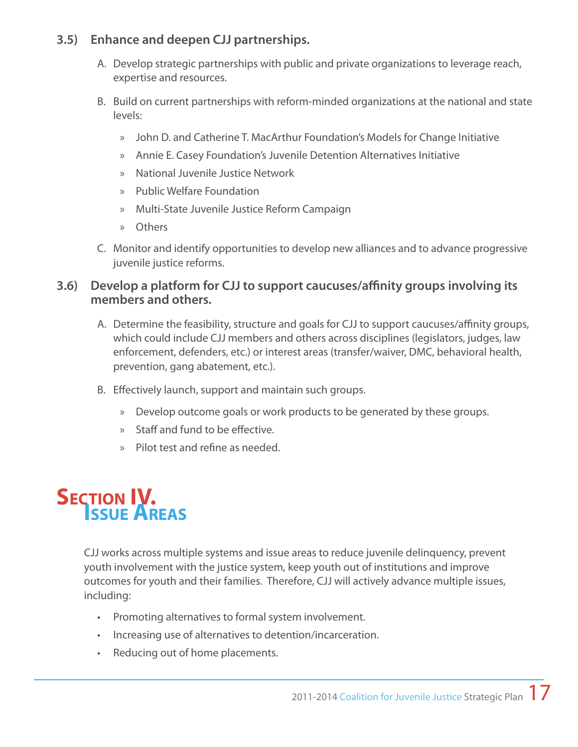### 3.5) Enhance and deepen CJJ partnerships.

A. Develop strategic partnerships with public and private organizations to leverage reach, expertise and resources.

B. Build on current partnerships with reform-minded organizations at the national and state levels:

- John D. and Catherine T. MacArthur Foundation's Models for Change Initiative
- Annie E. Casey Foundation's Juvenile Detention Alternatives Initiative
- National Juvenile Justice Network
- Public Welfare Foundation
- Multi-State Juvenile Justice Reform Campaign
- Others

C. Monitor and identify opportunities to develop new alliances and to advance progressive juvenile justice reforms.

### 3.6) Develop a platform for CJJ to support caucuses/affinity groups involving its members and others.

A. Determine the feasibility, structure and goals for CJJ to support caucuses/affinity groups, which could include CJJ members and others across disciplines (legislators, judges, law enforcement, defenders, etc.) or interest areas (transfer/waiver, DMC, behavioral health, prevention, gang abatement, etc.).

B. Effectively launch, support and maintain such groups.

- Develop outcome goals or work products to be generated by these groups.
- Staff and fund to be effective.
- Pilot test and refine as needed.

# Section IV. Issue Areas

CJJ works across multiple systems and issue areas to reduce juvenile delinquency, prevent youth involvement with the justice system, keep youth out of institutions and improve outcomes for youth and their families. Therefore, CJJ will actively advance multiple issues, including:

- Promoting alternatives to formal system involvement.
- Increasing use of alternatives to detention/incarceration.
- Reducing out of home placements.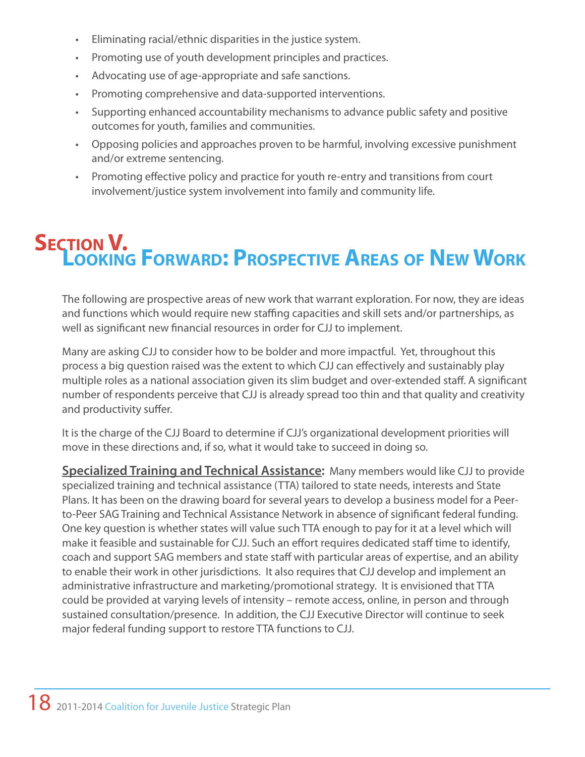- Eliminating racial/ethnic disparities in the justice system.
- Promoting use of youth development principles and practices.
- Advocating use of age-appropriate and safe sanctions.
- Promoting comprehensive and data-supported interventions.
- Supporting enhanced accountability mechanisms to advance public safety and positive outcomes for youth, families and communities.
- Opposing policies and approaches proven to be harmful, involving excessive punishment and/or extreme sentencing.
- Promoting effective policy and practice for youth re-entry and transitions from court involvement/justice system involvement into family and community life.

# Section V. Looking Forward: Prospective Areas of New Work

The following are prospective areas of new work that warrant exploration. For now, they are ideas and functions which would require new staffing capacities and skill sets and/or partnerships, as well as significant new financial resources in order for CJJ to implement.

Many are asking CJJ to consider how to be bolder and more impactful. Yet, throughout this process a big question raised was the extent to which CJJ can effectively and sustainably play multiple roles as a national association given its slim budget and over-extended staff. A significant number of respondents perceive that CJJ is already spread too thin and that quality and creativity and productivity suffer.

It is the charge of the CJJ Board to determine if CJJ's organizational development priorities will move in these directions and, if so, what it would take to succeed in doing so.

**Specialized Training and Technical Assistance:** Many members would like CJJ to provide specialized training and technical assistance (TTA) tailored to state needs, interests and State Plans. It has been on the drawing board for several years to develop a business model for a Peer-to-Peer SAG Training and Technical Assistance Network in absence of significant federal funding. One key question is whether states will value such TTA enough to pay for it at a level which will make it feasible and sustainable for CJJ. Such an effort requires dedicated staff time to identify, coach and support SAG members and state staff with particular areas of expertise, and an ability to enable their work in other jurisdictions. It also requires that CJJ develop and implement an administrative infrastructure and marketing/promotional strategy. It is envisioned that TTA could be provided at varying levels of intensity – remote access, online, in person and through sustained consultation/presence. In addition, the CJJ Executive Director will continue to seek major federal funding support to restore TTA functions to CJJ.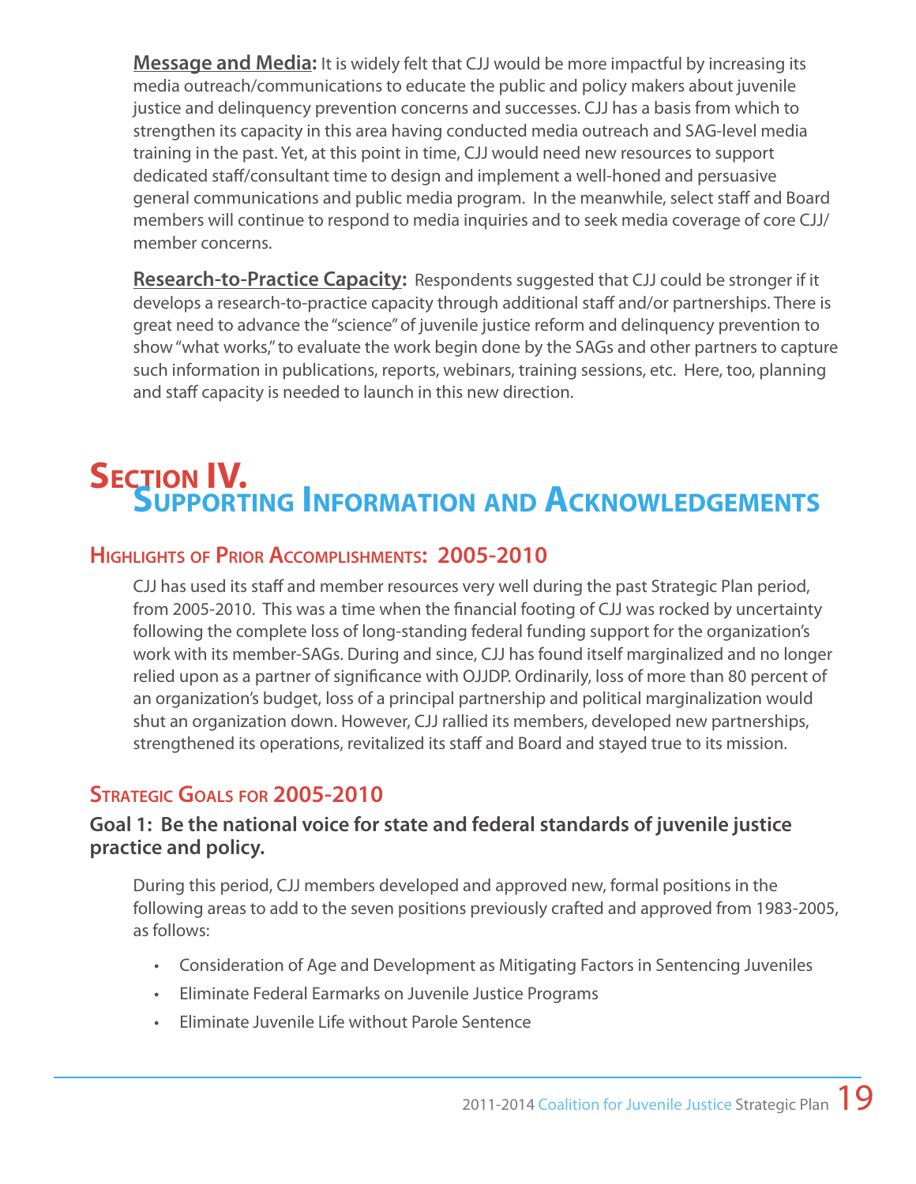**Message and Media:** It is widely felt that CJJ would be more impactful by increasing its media outreach/communications to educate the public and policy makers about juvenile justice and delinquency prevention concerns and successes. CJJ has a basis from which to strengthen its capacity in this area having conducted media outreach and SAG-level media training in the past. Yet, at this point in time, CJJ would need new resources to support dedicated staff/consultant time to design and implement a well-honed and persuasive general communications and public media program. In the meanwhile, select staff and Board members will continue to respond to media inquiries and to seek media coverage of core CJJ/member concerns.

**Research-to-Practice Capacity:** Respondents suggested that CJJ could be stronger if it develops a research-to-practice capacity through additional staff and/or partnerships. There is great need to advance the "science" of juvenile justice reform and delinquency prevention to show "what works," to evaluate the work begin done by the SAGs and other partners to capture such information in publications, reports, webinars, training sessions, etc. Here, too, planning and staff capacity is needed to launch in this new direction.

# Section IV. Supporting Information and Acknowledgements

## Highlights of Prior Accomplishments: 2005-2010

CJJ has used its staff and member resources very well during the past Strategic Plan period, from 2005-2010. This was a time when the financial footing of CJJ was rocked by uncertainty following the complete loss of long-standing federal funding support for the organization's work with its member-SAGs. During and since, CJJ has found itself marginalized and no longer relied upon as a partner of significance with OJJDP. Ordinarily, loss of more than 80 percent of an organization's budget, loss of a principal partnership and political marginalization would shut an organization down. However, CJJ rallied its members, developed new partnerships, strengthened its operations, revitalized its staff and Board and stayed true to its mission.

## Strategic Goals for 2005-2010

### Goal 1: Be the national voice for state and federal standards of juvenile justice practice and policy.

During this period, CJJ members developed and approved new, formal positions in the following areas to add to the seven positions previously crafted and approved from 1983-2005, as follows:

- Consideration of Age and Development as Mitigating Factors in Sentencing Juveniles
- Eliminate Federal Earmarks on Juvenile Justice Programs
- Eliminate Juvenile Life without Parole Sentence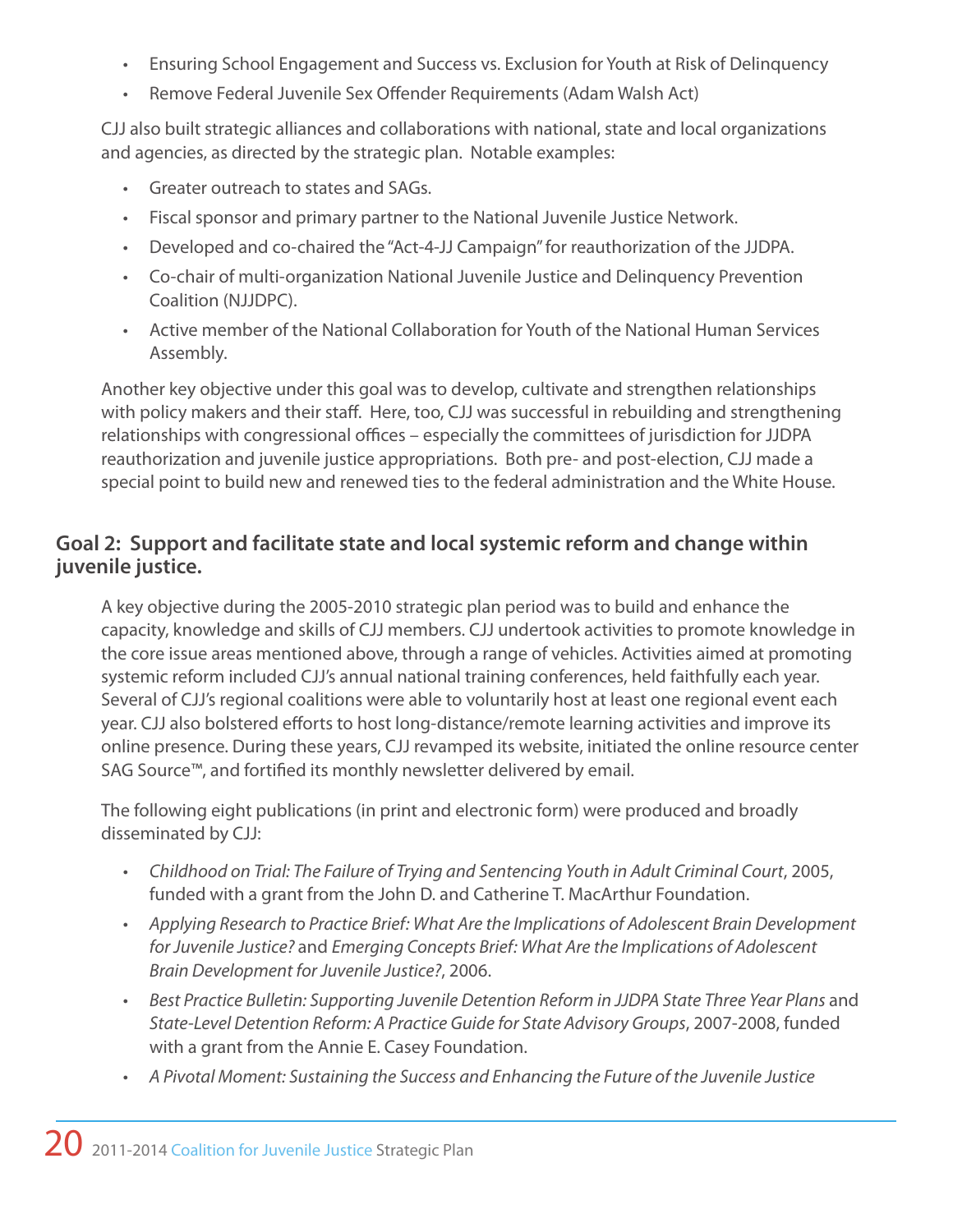- Ensuring School Engagement and Success vs. Exclusion for Youth at Risk of Delinquency
- Remove Federal Juvenile Sex Offender Requirements (Adam Walsh Act)

CJJ also built strategic alliances and collaborations with national, state and local organizations and agencies, as directed by the strategic plan. Notable examples:

- Greater outreach to states and SAGs.
- Fiscal sponsor and primary partner to the National Juvenile Justice Network.
- Developed and co-chaired the "Act-4-JJ Campaign" for reauthorization of the JJDPA.
- Co-chair of multi-organization National Juvenile Justice and Delinquency Prevention Coalition (NJJDPC).
- Active member of the National Collaboration for Youth of the National Human Services Assembly.

Another key objective under this goal was to develop, cultivate and strengthen relationships with policy makers and their staff. Here, too, CJJ was successful in rebuilding and strengthening relationships with congressional offices – especially the committees of jurisdiction for JJDPA reauthorization and juvenile justice appropriations. Both pre- and post-election, CJJ made a special point to build new and renewed ties to the federal administration and the White House.

## Goal 2: Support and facilitate state and local systemic reform and change within juvenile justice.

A key objective during the 2005-2010 strategic plan period was to build and enhance the capacity, knowledge and skills of CJJ members. CJJ undertook activities to promote knowledge in the core issue areas mentioned above, through a range of vehicles. Activities aimed at promoting systemic reform included CJJ's annual national training conferences, held faithfully each year. Several of CJJ's regional coalitions were able to voluntarily host at least one regional event each year. CJJ also bolstered efforts to host long-distance/remote learning activities and improve its online presence. During these years, CJJ revamped its website, initiated the online resource center SAG Source™, and fortified its monthly newsletter delivered by email.

The following eight publications (in print and electronic form) were produced and broadly disseminated by CJJ:

- *Childhood on Trial: The Failure of Trying and Sentencing Youth in Adult Criminal Court*, 2005, funded with a grant from the John D. and Catherine T. MacArthur Foundation.
- *Applying Research to Practice Brief: What Are the Implications of Adolescent Brain Development for Juvenile Justice?* and *Emerging Concepts Brief: What Are the Implications of Adolescent Brain Development for Juvenile Justice?*, 2006.
- *Best Practice Bulletin: Supporting Juvenile Detention Reform in JJDPA State Three Year Plans* and *State-Level Detention Reform: A Practice Guide for State Advisory Groups*, 2007-2008, funded with a grant from the Annie E. Casey Foundation.
- *A Pivotal Moment: Sustaining the Success and Enhancing the Future of the Juvenile Justice*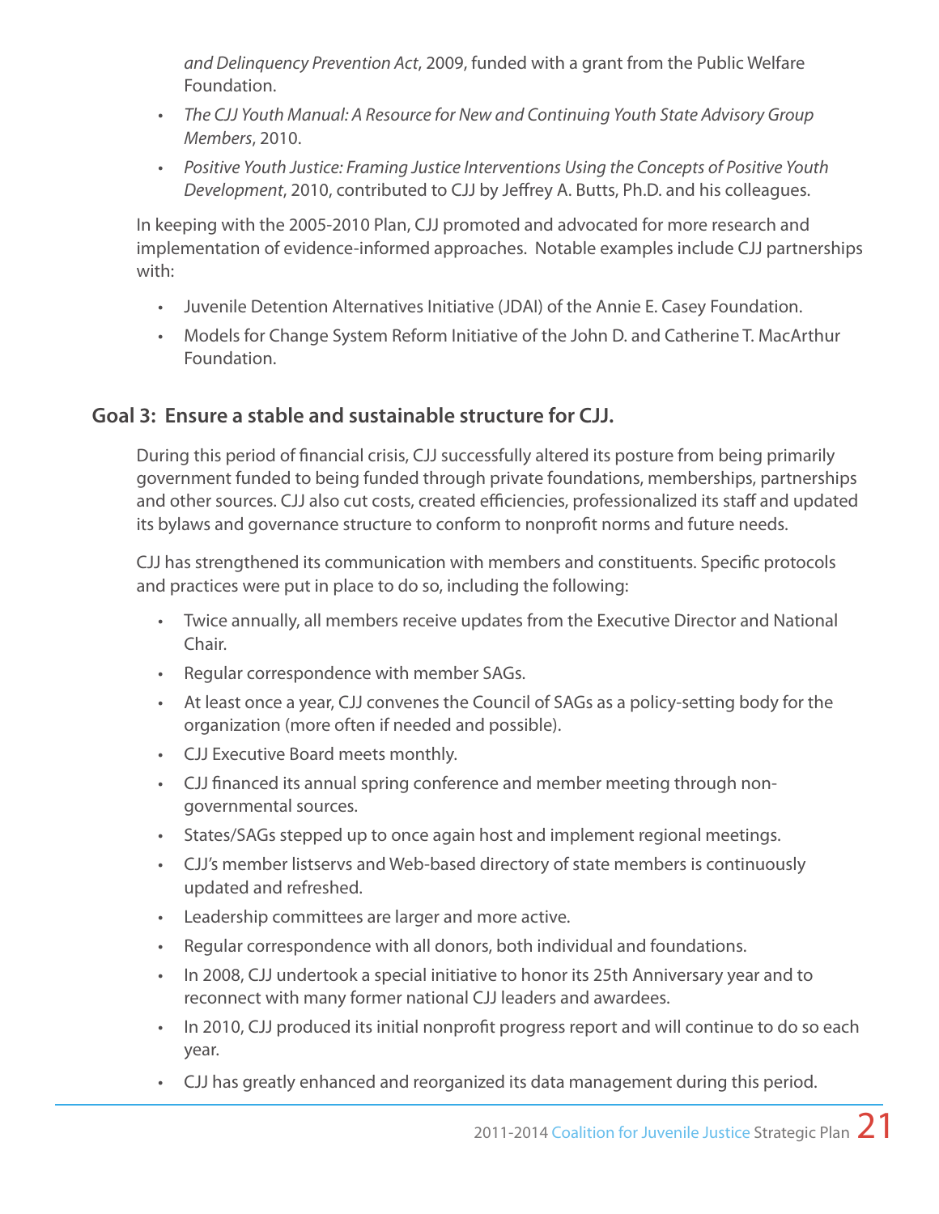*and Delinquency Prevention Act*, 2009, funded with a grant from the Public Welfare Foundation.

- *The CJJ Youth Manual: A Resource for New and Continuing Youth State Advisory Group Members*, 2010.
- *Positive Youth Justice: Framing Justice Interventions Using the Concepts of Positive Youth Development*, 2010, contributed to CJJ by Jeffrey A. Butts, Ph.D. and his colleagues.

In keeping with the 2005-2010 Plan, CJJ promoted and advocated for more research and implementation of evidence-informed approaches. Notable examples include CJJ partnerships with:

- Juvenile Detention Alternatives Initiative (JDAI) of the Annie E. Casey Foundation.
- Models for Change System Reform Initiative of the John D. and Catherine T. MacArthur Foundation.

## Goal 3: Ensure a stable and sustainable structure for CJJ.

During this period of financial crisis, CJJ successfully altered its posture from being primarily government funded to being funded through private foundations, memberships, partnerships and other sources. CJJ also cut costs, created efficiencies, professionalized its staff and updated its bylaws and governance structure to conform to nonprofit norms and future needs.

CJJ has strengthened its communication with members and constituents. Specific protocols and practices were put in place to do so, including the following:

- Twice annually, all members receive updates from the Executive Director and National Chair.
- Regular correspondence with member SAGs.
- At least once a year, CJJ convenes the Council of SAGs as a policy-setting body for the organization (more often if needed and possible).
- CJJ Executive Board meets monthly.
- CJJ financed its annual spring conference and member meeting through non-governmental sources.
- States/SAGs stepped up to once again host and implement regional meetings.
- CJJ's member listservs and Web-based directory of state members is continuously updated and refreshed.
- Leadership committees are larger and more active.
- Regular correspondence with all donors, both individual and foundations.
- In 2008, CJJ undertook a special initiative to honor its 25th Anniversary year and to reconnect with many former national CJJ leaders and awardees.
- In 2010, CJJ produced its initial nonprofit progress report and will continue to do so each year.
- CJJ has greatly enhanced and reorganized its data management during this period.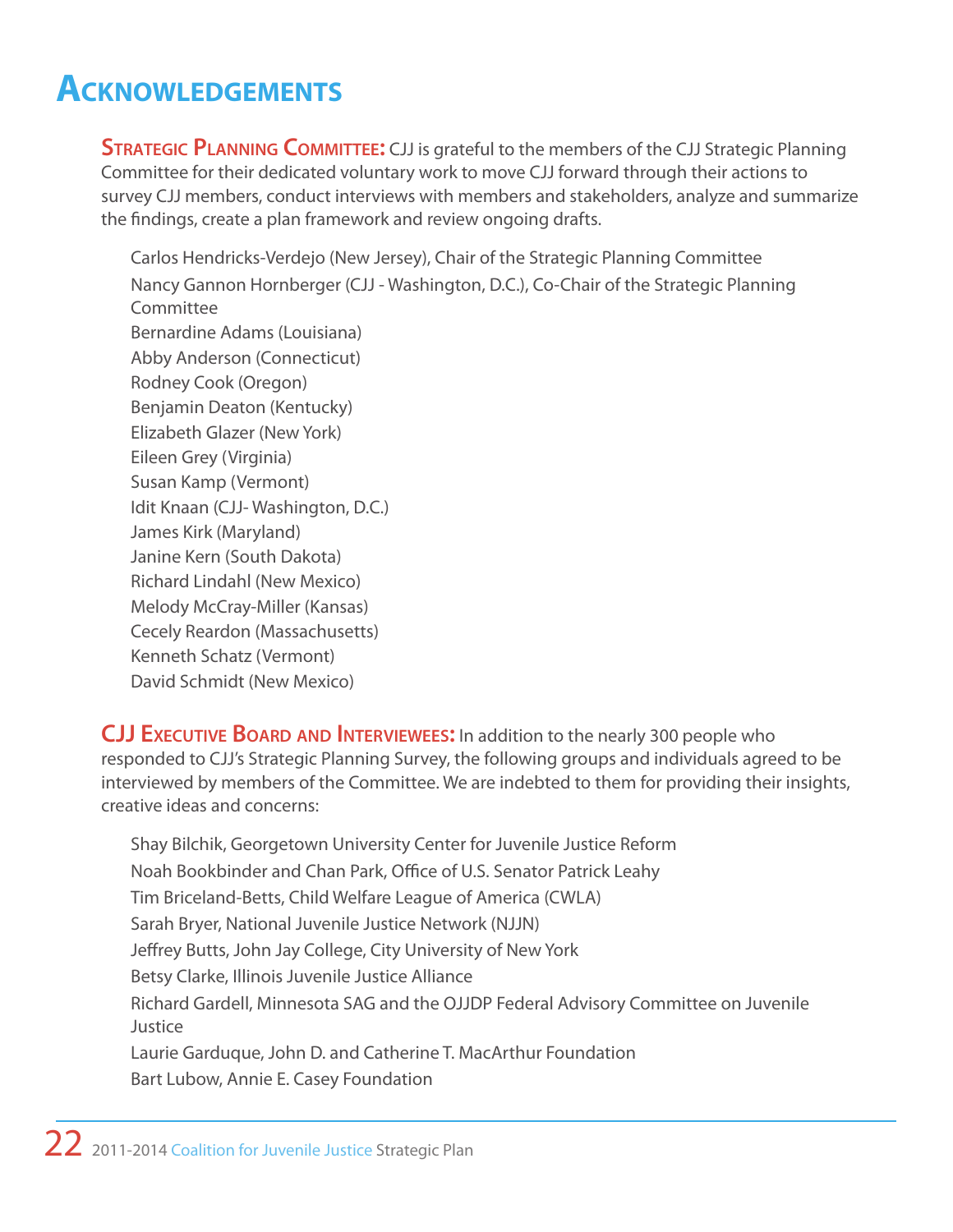# Acknowledgements

**Strategic Planning Committee:** CJJ is grateful to the members of the CJJ Strategic Planning Committee for their dedicated voluntary work to move CJJ forward through their actions to survey CJJ members, conduct interviews with members and stakeholders, analyze and summarize the findings, create a plan framework and review ongoing drafts.

Carlos Hendricks-Verdejo (New Jersey), Chair of the Strategic Planning Committee  
Nancy Gannon Hornberger (CJJ - Washington, D.C.), Co-Chair of the Strategic Planning Committee  
Bernardine Adams (Louisiana)  
Abby Anderson (Connecticut)  
Rodney Cook (Oregon)  
Benjamin Deaton (Kentucky)  
Elizabeth Glazer (New York)  
Eileen Grey (Virginia)  
Susan Kamp (Vermont)  
Idit Knaan (CJJ- Washington, D.C.)  
James Kirk (Maryland)  
Janine Kern (South Dakota)  
Richard Lindahl (New Mexico)  
Melody McCray-Miller (Kansas)  
Cecely Reardon (Massachusetts)  
Kenneth Schatz (Vermont)  
David Schmidt (New Mexico)

**CJJ Executive Board and Interviewees:** In addition to the nearly 300 people who responded to CJJ's Strategic Planning Survey, the following groups and individuals agreed to be interviewed by members of the Committee. We are indebted to them for providing their insights, creative ideas and concerns:

Shay Bilchik, Georgetown University Center for Juvenile Justice Reform  
Noah Bookbinder and Chan Park, Office of U.S. Senator Patrick Leahy  
Tim Briceland-Betts, Child Welfare League of America (CWLA)  
Sarah Bryer, National Juvenile Justice Network (NJJN)  
Jeffrey Butts, John Jay College, City University of New York  
Betsy Clarke, Illinois Juvenile Justice Alliance  
Richard Gardell, Minnesota SAG and the OJJDP Federal Advisory Committee on Juvenile Justice  
Laurie Garduque, John D. and Catherine T. MacArthur Foundation  
Bart Lubow, Annie E. Casey Foundation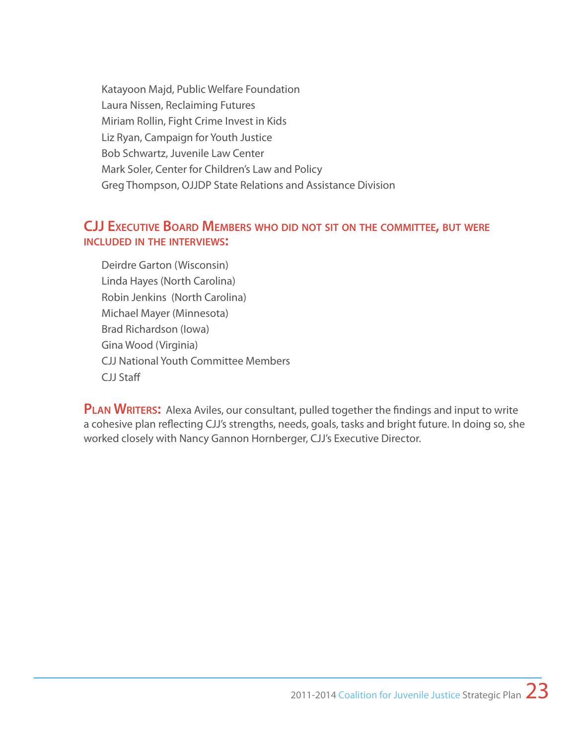Katayoon Majd, Public Welfare Foundation
Laura Nissen, Reclaiming Futures
Miriam Rollin, Fight Crime Invest in Kids
Liz Ryan, Campaign for Youth Justice
Bob Schwartz, Juvenile Law Center
Mark Soler, Center for Children's Law and Policy
Greg Thompson, OJJDP State Relations and Assistance Division

## CJJ Executive Board Members who did not sit on the committee, but were included in the interviews:

Deirdre Garton (Wisconsin)
Linda Hayes (North Carolina)
Robin Jenkins (North Carolina)
Michael Mayer (Minnesota)
Brad Richardson (Iowa)
Gina Wood (Virginia)
CJJ National Youth Committee Members
CJJ Staff

**Plan Writers:** Alexa Aviles, our consultant, pulled together the findings and input to write a cohesive plan reflecting CJJ's strengths, needs, goals, tasks and bright future. In doing so, she worked closely with Nancy Gannon Hornberger, CJJ's Executive Director.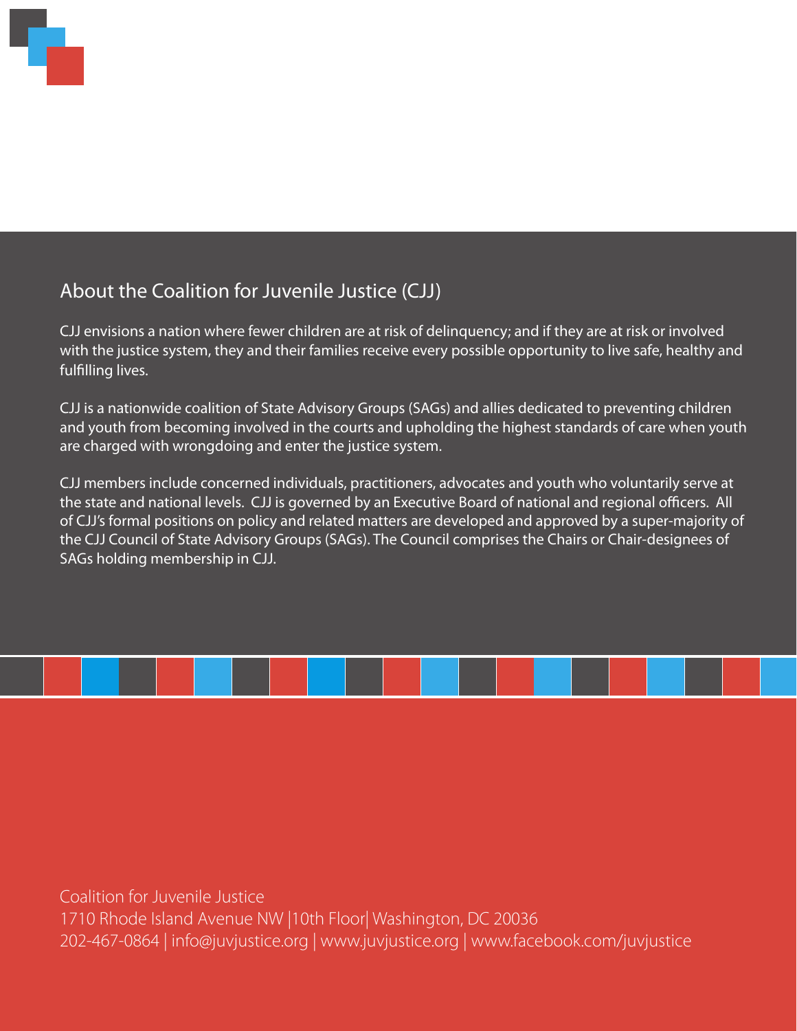## About the Coalition for Juvenile Justice (CJJ)

CJJ envisions a nation where fewer children are at risk of delinquency; and if they are at risk or involved with the justice system, they and their families receive every possible opportunity to live safe, healthy and fulfilling lives.

CJJ is a nationwide coalition of State Advisory Groups (SAGs) and allies dedicated to preventing children and youth from becoming involved in the courts and upholding the highest standards of care when youth are charged with wrongdoing and enter the justice system.

CJJ members include concerned individuals, practitioners, advocates and youth who voluntarily serve at the state and national levels. CJJ is governed by an Executive Board of national and regional officers. All of CJJ's formal positions on policy and related matters are developed and approved by a super-majority of the CJJ Council of State Advisory Groups (SAGs). The Council comprises the Chairs or Chair-designees of SAGs holding membership in CJJ.

Coalition for Juvenile Justice
1710 Rhode Island Avenue NW |10th Floor| Washington, DC 20036
202-467-0864 | info@juvjustice.org | www.juvjustice.org | www.facebook.com/juvjustice